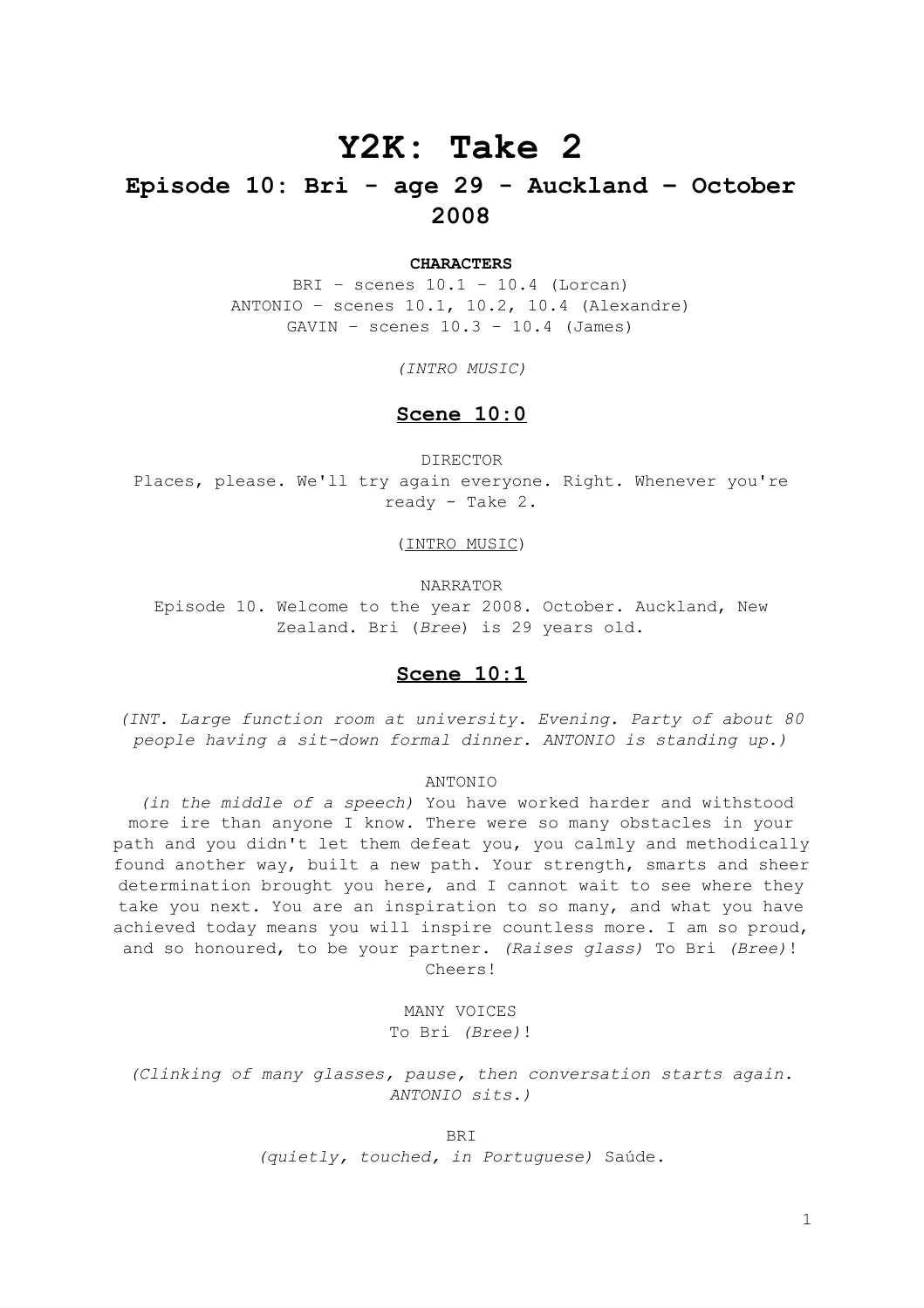# Y2K: Take 2

## Episode 10: Bri - age 29 - Auckland – October 2008

**CHARACTERS**

BRI – scenes 10.1 – 10.4 (Lorcan)
ANTONIO – scenes 10.1, 10.2, 10.4 (Alexandre)
GAVIN – scenes 10.3 – 10.4 (James)

*(INTRO MUSIC)*

### Scene 10:0

DIRECTOR
Places, please. We'll try again everyone. Right. Whenever you're ready - Take 2.

(INTRO MUSIC)

NARRATOR
Episode 10. Welcome to the year 2008. October. Auckland, New Zealand. Bri (*Bree*) is 29 years old.

### Scene 10:1

*(INT. Large function room at university. Evening. Party of about 80 people having a sit-down formal dinner. ANTONIO is standing up.)*

ANTONIO
*(in the middle of a speech)* You have worked harder and withstood more ire than anyone I know. There were so many obstacles in your path and you didn't let them defeat you, you calmly and methodically found another way, built a new path. Your strength, smarts and sheer determination brought you here, and I cannot wait to see where they take you next. You are an inspiration to so many, and what you have achieved today means you will inspire countless more. I am so proud, and so honoured, to be your partner. *(Raises glass)* To Bri *(Bree)*! Cheers!

MANY VOICES
To Bri *(Bree)*!

*(Clinking of many glasses, pause, then conversation starts again. ANTONIO sits.)*

BRI
*(quietly, touched, in Portuguese)* Saúde.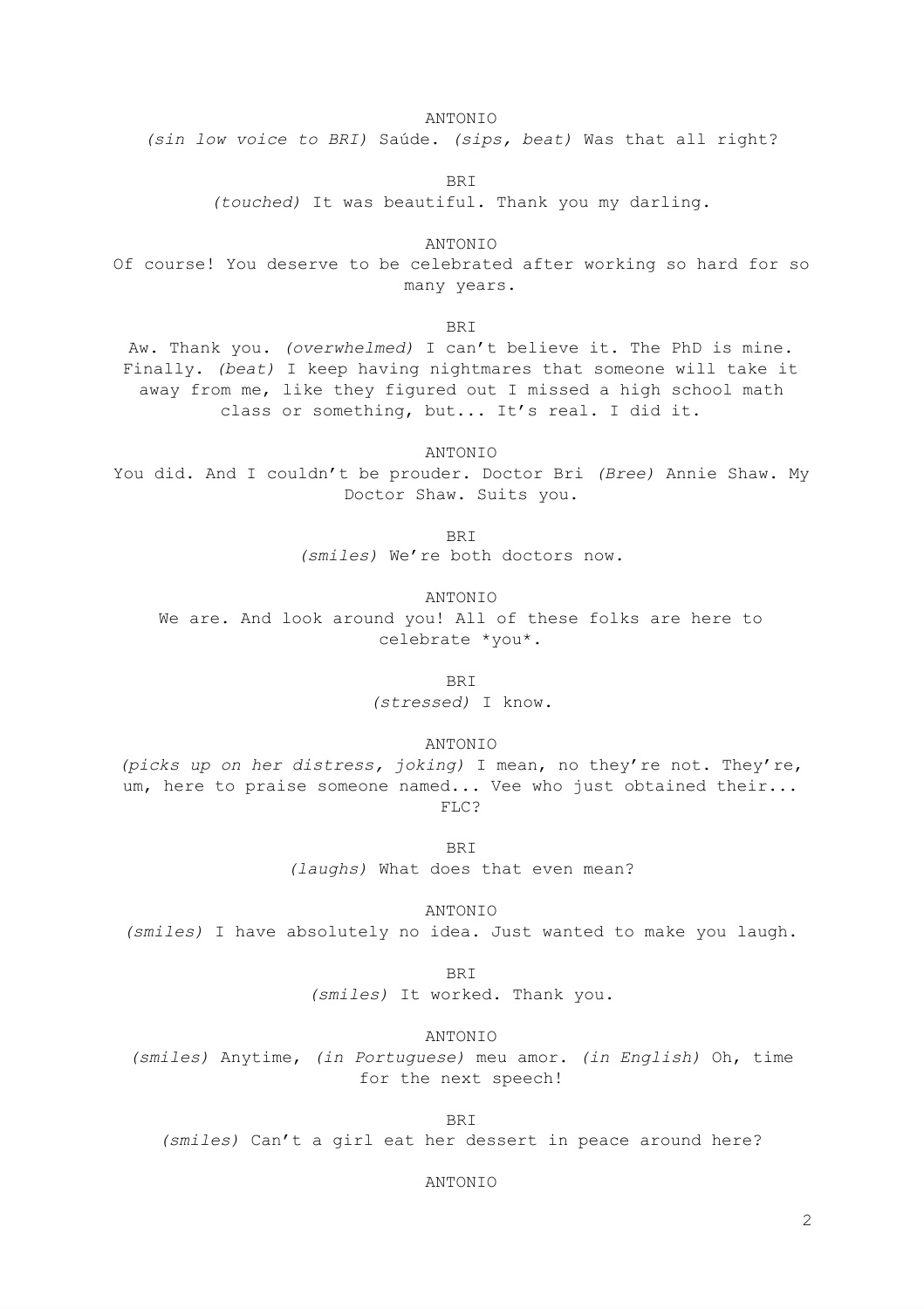ANTONIO

*(sin low voice to BRI)* Saúde. *(sips, beat)* Was that all right?

BRI

*(touched)* It was beautiful. Thank you my darling.

ANTONIO

Of course! You deserve to be celebrated after working so hard for so many years.

BRI

Aw. Thank you. *(overwhelmed)* I can't believe it. The PhD is mine. Finally. *(beat)* I keep having nightmares that someone will take it away from me, like they figured out I missed a high school math class or something, but... It's real. I did it.

ANTONIO

You did. And I couldn't be prouder. Doctor Bri *(Bree)* Annie Shaw. My Doctor Shaw. Suits you.

BRI

*(smiles)* We're both doctors now.

ANTONIO

We are. And look around you! All of these folks are here to celebrate *you*.

BRI

*(stressed)* I know.

ANTONIO

*(picks up on her distress, joking)* I mean, no they're not. They're, um, here to praise someone named... Vee who just obtained their... FLC?

BRI

*(laughs)* What does that even mean?

ANTONIO

*(smiles)* I have absolutely no idea. Just wanted to make you laugh.

BRI

*(smiles)* It worked. Thank you.

ANTONIO

*(smiles)* Anytime, *(in Portuguese)* meu amor. *(in English)* Oh, time for the next speech!

BRI

*(smiles)* Can't a girl eat her dessert in peace around here?

ANTONIO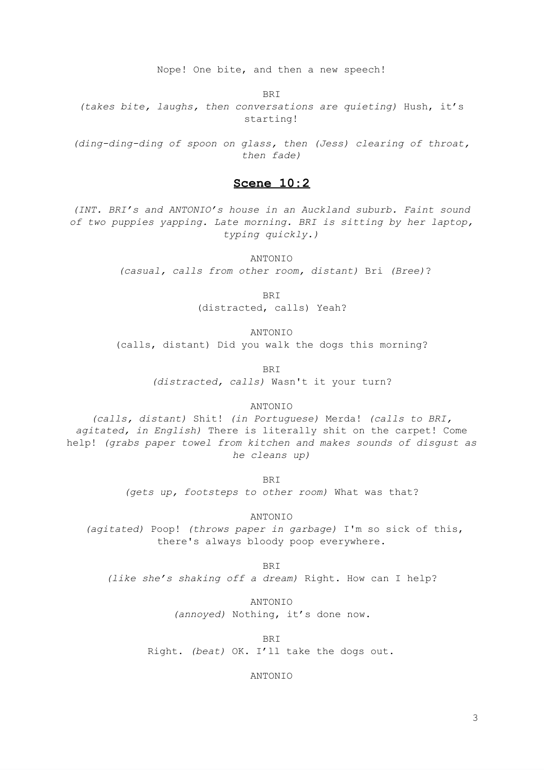Nope! One bite, and then a new speech!

BRI

*(takes bite, laughs, then conversations are quieting)* Hush, it's starting!

*(ding-ding-ding of spoon on glass, then (Jess) clearing of throat, then fade)*

## **Scene 10:2**

*(INT. BRI's and ANTONIO's house in an Auckland suburb. Faint sound of two puppies yapping. Late morning. BRI is sitting by her laptop, typing quickly.)*

ANTONIO

*(casual, calls from other room, distant)* Bri *(Bree)*?

BRI

(distracted, calls) Yeah?

ANTONIO

(calls, distant) Did you walk the dogs this morning?

BRI

*(distracted, calls)* Wasn't it your turn?

ANTONIO

*(calls, distant)* Shit! *(in Portuguese)* Merda! *(calls to BRI, agitated, in English)* There is literally shit on the carpet! Come help! *(grabs paper towel from kitchen and makes sounds of disgust as he cleans up)*

BRI

*(gets up, footsteps to other room)* What was that?

ANTONIO

*(agitated)* Poop! *(throws paper in garbage)* I'm so sick of this, there's always bloody poop everywhere.

BRI

*(like she's shaking off a dream)* Right. How can I help?

ANTONIO

*(annoyed)* Nothing, it's done now.

BRI

Right. *(beat)* OK. I'll take the dogs out.

ANTONIO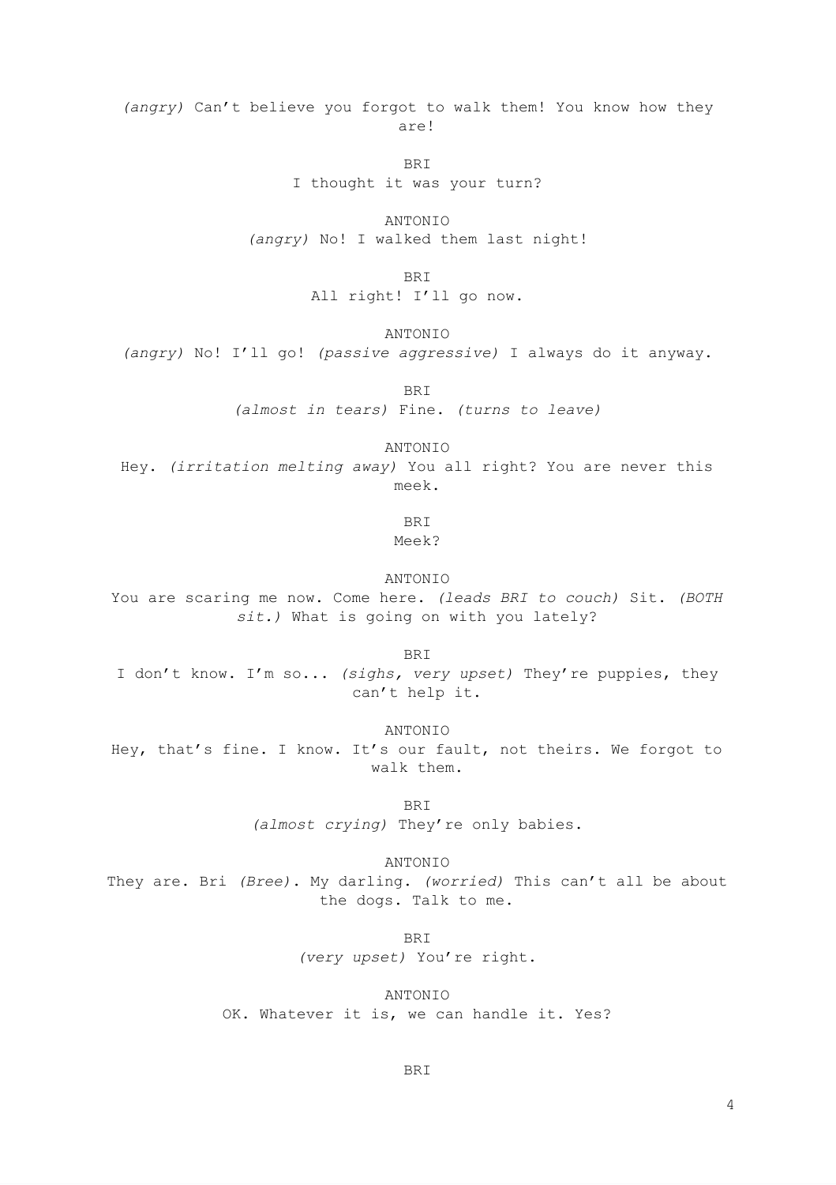*(angry)* Can't believe you forgot to walk them! You know how they are!

BRI

I thought it was your turn?

ANTONIO

*(angry)* No! I walked them last night!

BRI

All right! I'll go now.

ANTONIO

*(angry)* No! I'll go! *(passive aggressive)* I always do it anyway.

BRI

*(almost in tears)* Fine. *(turns to leave)*

ANTONIO

Hey. *(irritation melting away)* You all right? You are never this meek.

BRI

Meek?

ANTONIO

You are scaring me now. Come here. *(leads BRI to couch)* Sit. *(BOTH sit.)* What is going on with you lately?

BRI

I don't know. I'm so... *(sighs, very upset)* They're puppies, they can't help it.

ANTONIO

Hey, that's fine. I know. It's our fault, not theirs. We forgot to walk them.

BRI

*(almost crying)* They're only babies.

ANTONIO

They are. Bri *(Bree)*. My darling. *(worried)* This can't all be about the dogs. Talk to me.

BRI

*(very upset)* You're right.

ANTONIO

OK. Whatever it is, we can handle it. Yes?

BRI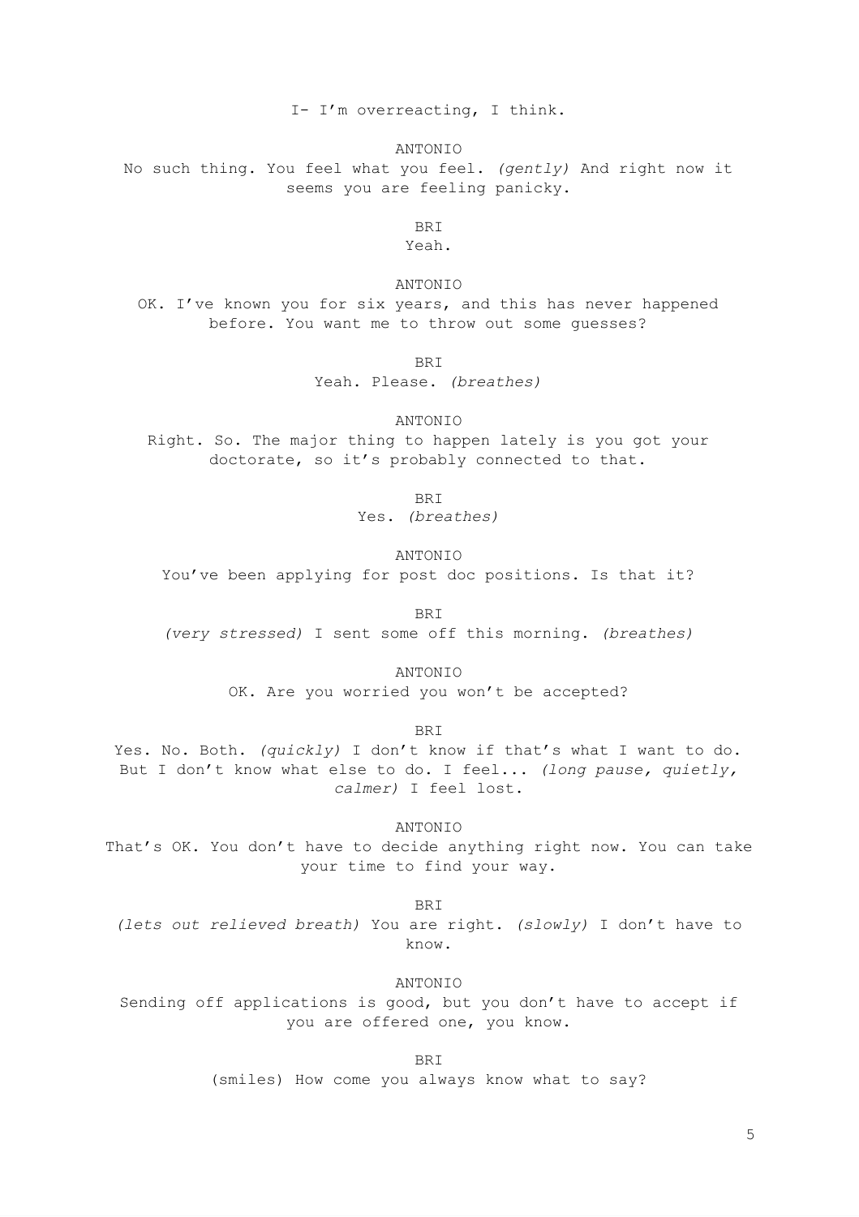I- I'm overreacting, I think.

ANTONIO

No such thing. You feel what you feel. *(gently)* And right now it seems you are feeling panicky.

BRI

Yeah.

ANTONIO

OK. I've known you for six years, and this has never happened before. You want me to throw out some guesses?

BRI

Yeah. Please. *(breathes)*

ANTONIO

Right. So. The major thing to happen lately is you got your doctorate, so it's probably connected to that.

BRI

Yes. *(breathes)*

ANTONIO

You've been applying for post doc positions. Is that it?

BRI

*(very stressed)* I sent some off this morning. *(breathes)*

ANTONIO

OK. Are you worried you won't be accepted?

BRI

Yes. No. Both. *(quickly)* I don't know if that's what I want to do. But I don't know what else to do. I feel... *(long pause, quietly, calmer)* I feel lost.

ANTONIO

That's OK. You don't have to decide anything right now. You can take your time to find your way.

BRI

*(lets out relieved breath)* You are right. *(slowly)* I don't have to know.

ANTONIO

Sending off applications is good, but you don't have to accept if you are offered one, you know.

BRI

(smiles) How come you always know what to say?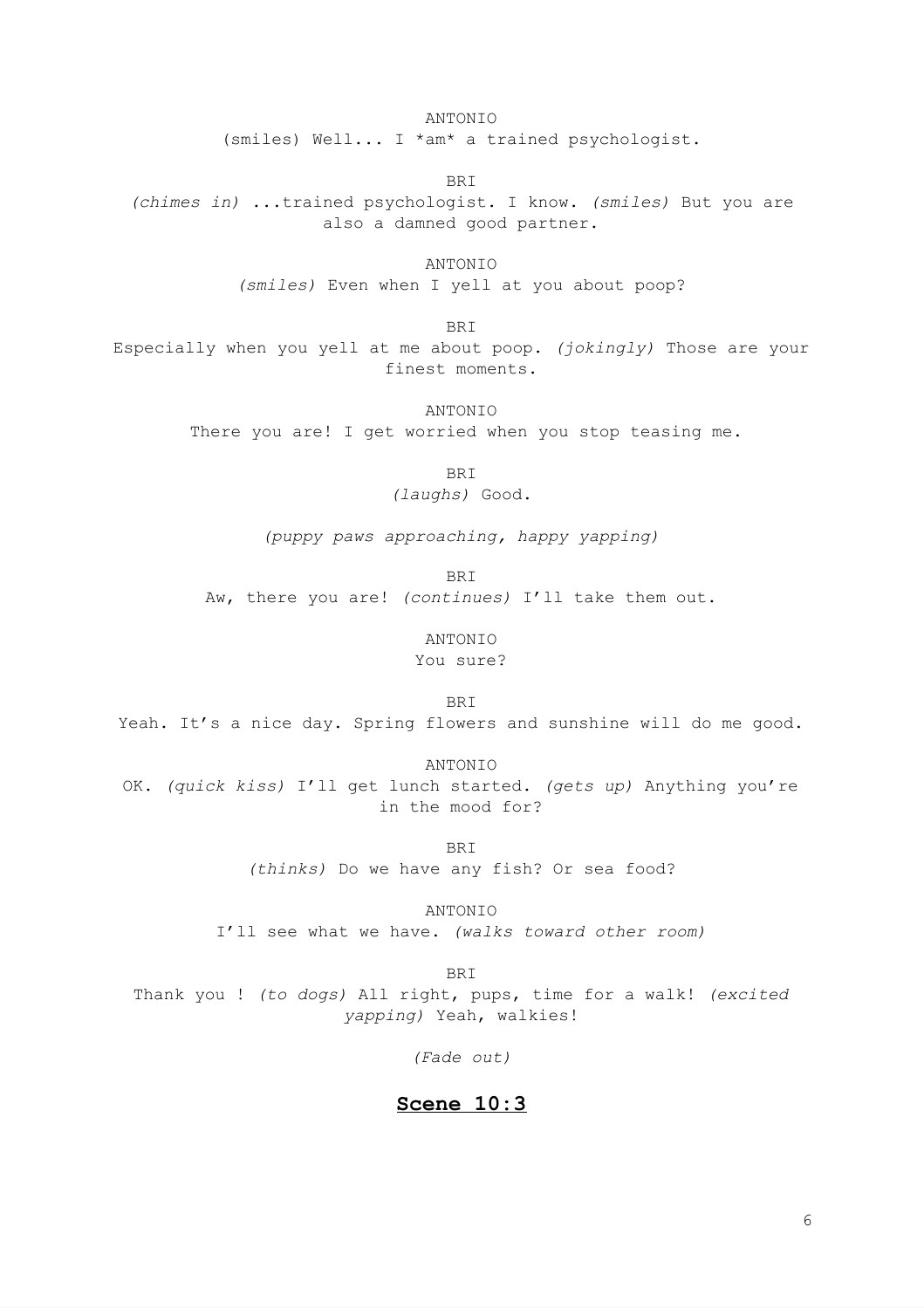ANTONIO

(smiles) Well... I *am* a trained psychologist.

BRI

*(chimes in)* ...trained psychologist. I know. *(smiles)* But you are also a damned good partner.

ANTONIO

*(smiles)* Even when I yell at you about poop?

BRI

Especially when you yell at me about poop. *(jokingly)* Those are your finest moments.

ANTONIO

There you are! I get worried when you stop teasing me.

BRI

*(laughs)* Good.

*(puppy paws approaching, happy yapping)*

BRI

Aw, there you are! *(continues)* I'll take them out.

ANTONIO

You sure?

BRI

Yeah. It's a nice day. Spring flowers and sunshine will do me good.

ANTONIO

OK. *(quick kiss)* I'll get lunch started. *(gets up)* Anything you're in the mood for?

BRI

*(thinks)* Do we have any fish? Or sea food?

ANTONIO

I'll see what we have. *(walks toward other room)*

BRI

Thank you ! *(to dogs)* All right, pups, time for a walk! *(excited yapping)* Yeah, walkies!

*(Fade out)*

## **Scene 10:3**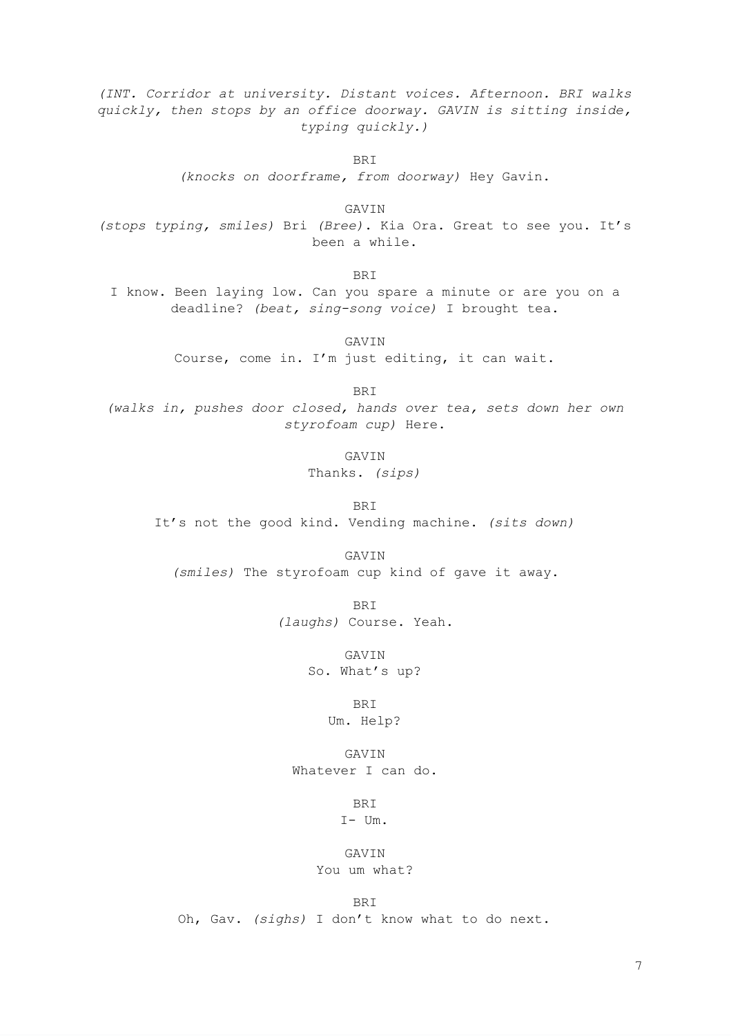*(INT. Corridor at university. Distant voices. Afternoon. BRI walks quickly, then stops by an office doorway. GAVIN is sitting inside, typing quickly.)*

BRI

*(knocks on doorframe, from doorway)* Hey Gavin.

GAVIN

*(stops typing, smiles)* Bri *(Bree)*. Kia Ora. Great to see you. It's been a while.

BRI

I know. Been laying low. Can you spare a minute or are you on a deadline? *(beat, sing-song voice)* I brought tea.

GAVIN

Course, come in. I'm just editing, it can wait.

BRI

*(walks in, pushes door closed, hands over tea, sets down her own styrofoam cup)* Here.

GAVIN

Thanks. *(sips)*

BRI

It's not the good kind. Vending machine. *(sits down)*

GAVIN

*(smiles)* The styrofoam cup kind of gave it away.

BRI

*(laughs)* Course. Yeah.

GAVIN

So. What's up?

BRI

Um. Help?

GAVIN

Whatever I can do.

BRI

I- Um.

GAVIN

You um what?

BRI

Oh, Gav. *(sighs)* I don't know what to do next.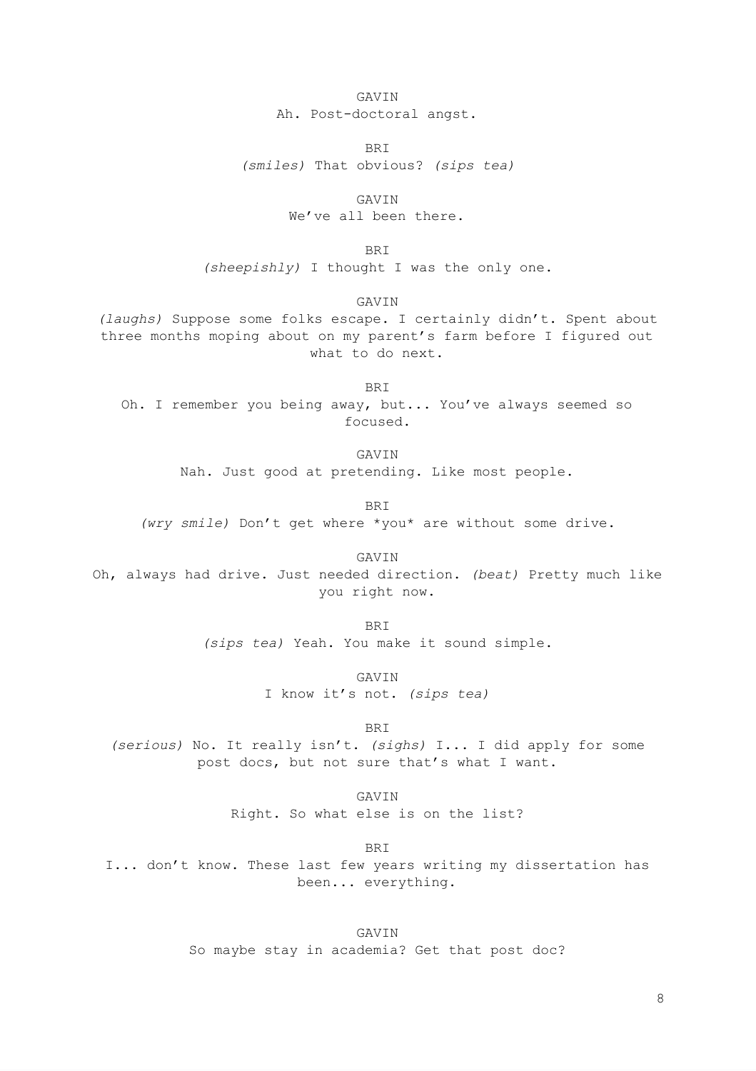GAVIN

Ah. Post-doctoral angst.

BRI

*(smiles)* That obvious? *(sips tea)*

GAVIN

We've all been there.

BRI

*(sheepishly)* I thought I was the only one.

GAVIN

*(laughs)* Suppose some folks escape. I certainly didn't. Spent about three months moping about on my parent's farm before I figured out what to do next.

BRI

Oh. I remember you being away, but... You've always seemed so focused.

GAVIN

Nah. Just good at pretending. Like most people.

BRI

*(wry smile)* Don't get where *you* are without some drive.

GAVIN

Oh, always had drive. Just needed direction. *(beat)* Pretty much like you right now.

BRI

*(sips tea)* Yeah. You make it sound simple.

GAVIN

I know it's not. *(sips tea)*

BRI

*(serious)* No. It really isn't. *(sighs)* I... I did apply for some post docs, but not sure that's what I want.

GAVIN

Right. So what else is on the list?

BRI

I... don't know. These last few years writing my dissertation has been... everything.

GAVIN

So maybe stay in academia? Get that post doc?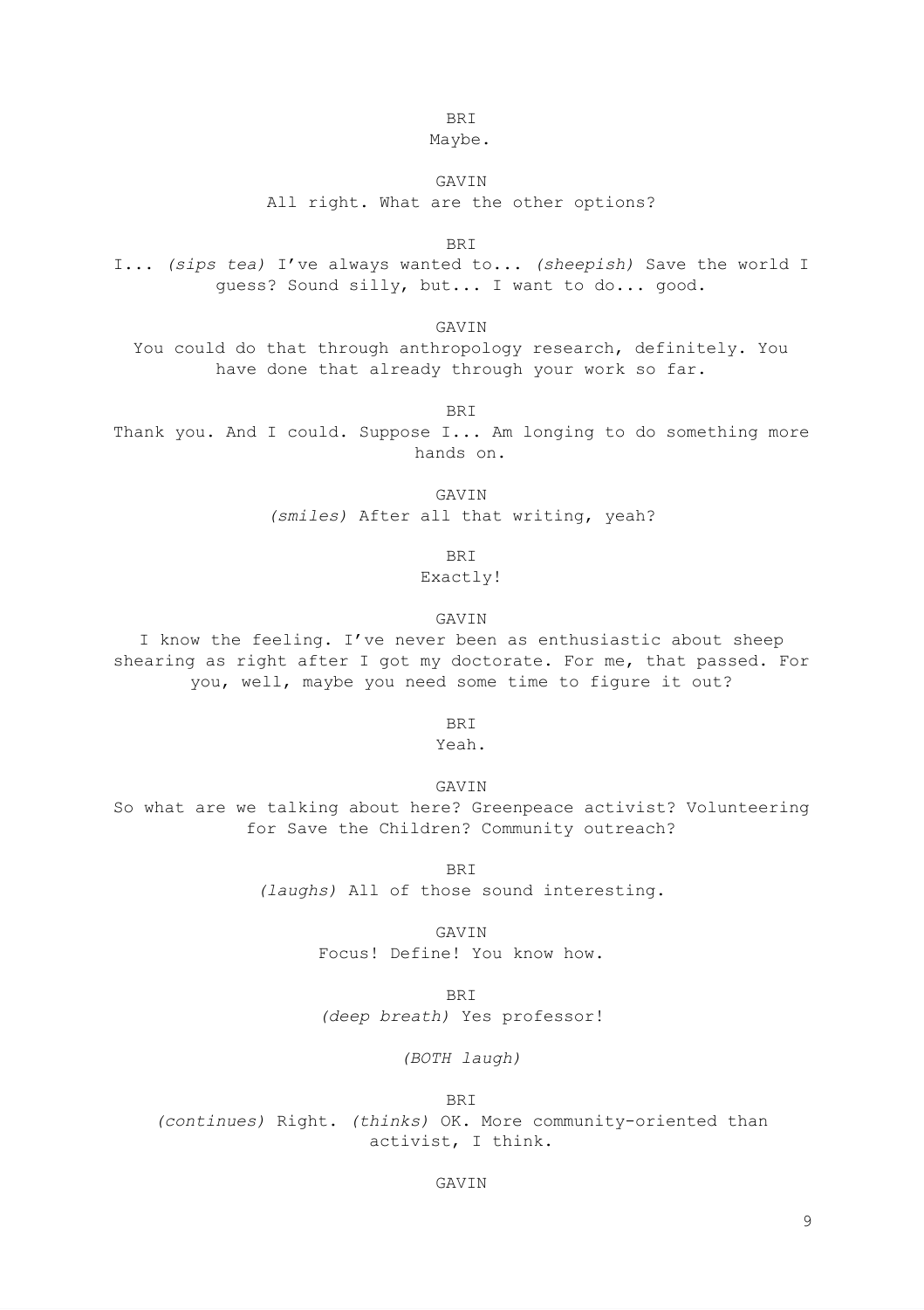BRI

Maybe.

GAVIN

All right. What are the other options?

BRI

I... *(sips tea)* I've always wanted to... *(sheepish)* Save the world I guess? Sound silly, but... I want to do... good.

GAVIN

You could do that through anthropology research, definitely. You have done that already through your work so far.

BRI

Thank you. And I could. Suppose I... Am longing to do something more hands on.

GAVIN

*(smiles)* After all that writing, yeah?

BRI

Exactly!

GAVIN

I know the feeling. I've never been as enthusiastic about sheep shearing as right after I got my doctorate. For me, that passed. For you, well, maybe you need some time to figure it out?

BRI

Yeah.

GAVIN

So what are we talking about here? Greenpeace activist? Volunteering for Save the Children? Community outreach?

BRI

*(laughs)* All of those sound interesting.

GAVIN

Focus! Define! You know how.

BRI

*(deep breath)* Yes professor!

*(BOTH laugh)*

BRI

*(continues)* Right. *(thinks)* OK. More community-oriented than activist, I think.

GAVIN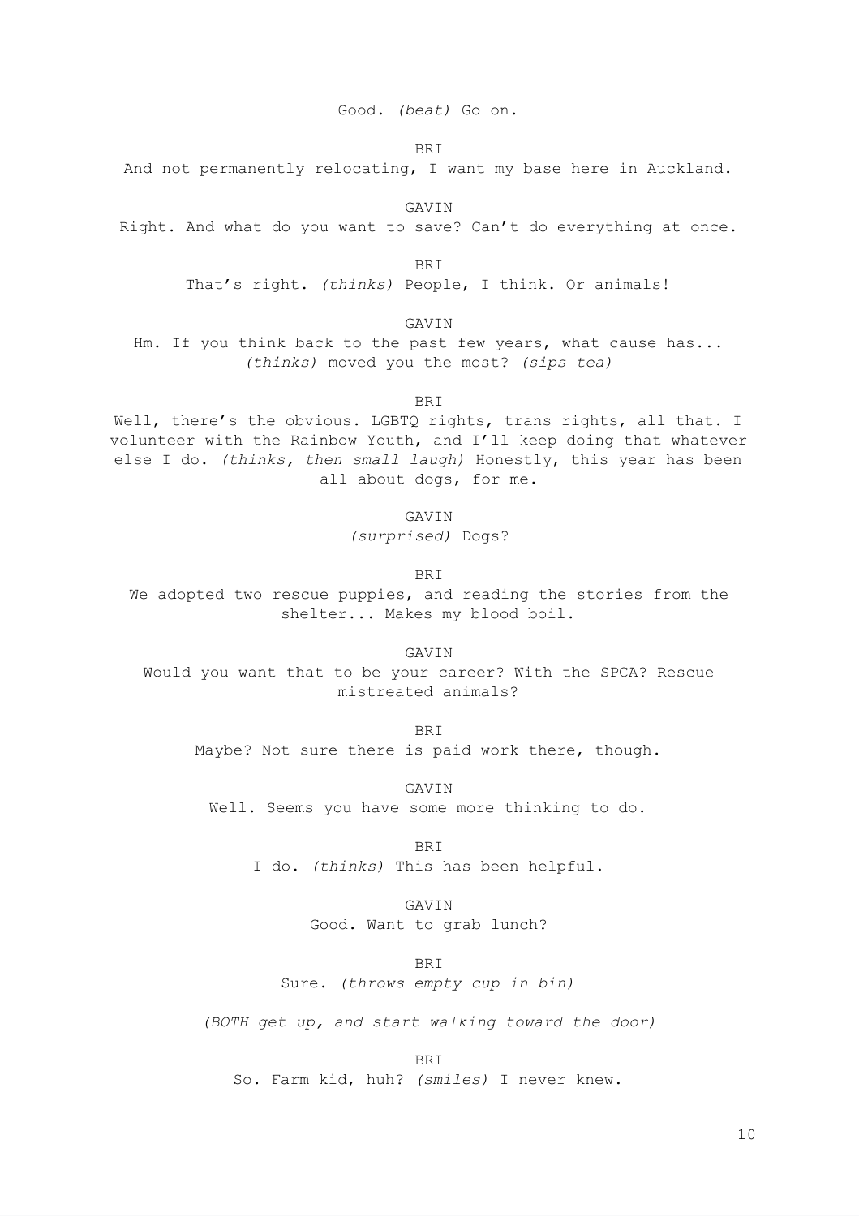Good. *(beat)* Go on.

BRI

And not permanently relocating, I want my base here in Auckland.

GAVIN

Right. And what do you want to save? Can't do everything at once.

BRI

That's right. *(thinks)* People, I think. Or animals!

GAVIN

Hm. If you think back to the past few years, what cause has... *(thinks)* moved you the most? *(sips tea)*

BRI

Well, there's the obvious. LGBTQ rights, trans rights, all that. I volunteer with the Rainbow Youth, and I'll keep doing that whatever else I do. *(thinks, then small laugh)* Honestly, this year has been all about dogs, for me.

GAVIN

*(surprised)* Dogs?

BRI

We adopted two rescue puppies, and reading the stories from the shelter... Makes my blood boil.

GAVIN

Would you want that to be your career? With the SPCA? Rescue mistreated animals?

BRI

Maybe? Not sure there is paid work there, though.

GAVIN

Well. Seems you have some more thinking to do.

BRI

I do. *(thinks)* This has been helpful.

GAVIN

Good. Want to grab lunch?

BRI

Sure. *(throws empty cup in bin)*

*(BOTH get up, and start walking toward the door)*

BRI

So. Farm kid, huh? *(smiles)* I never knew.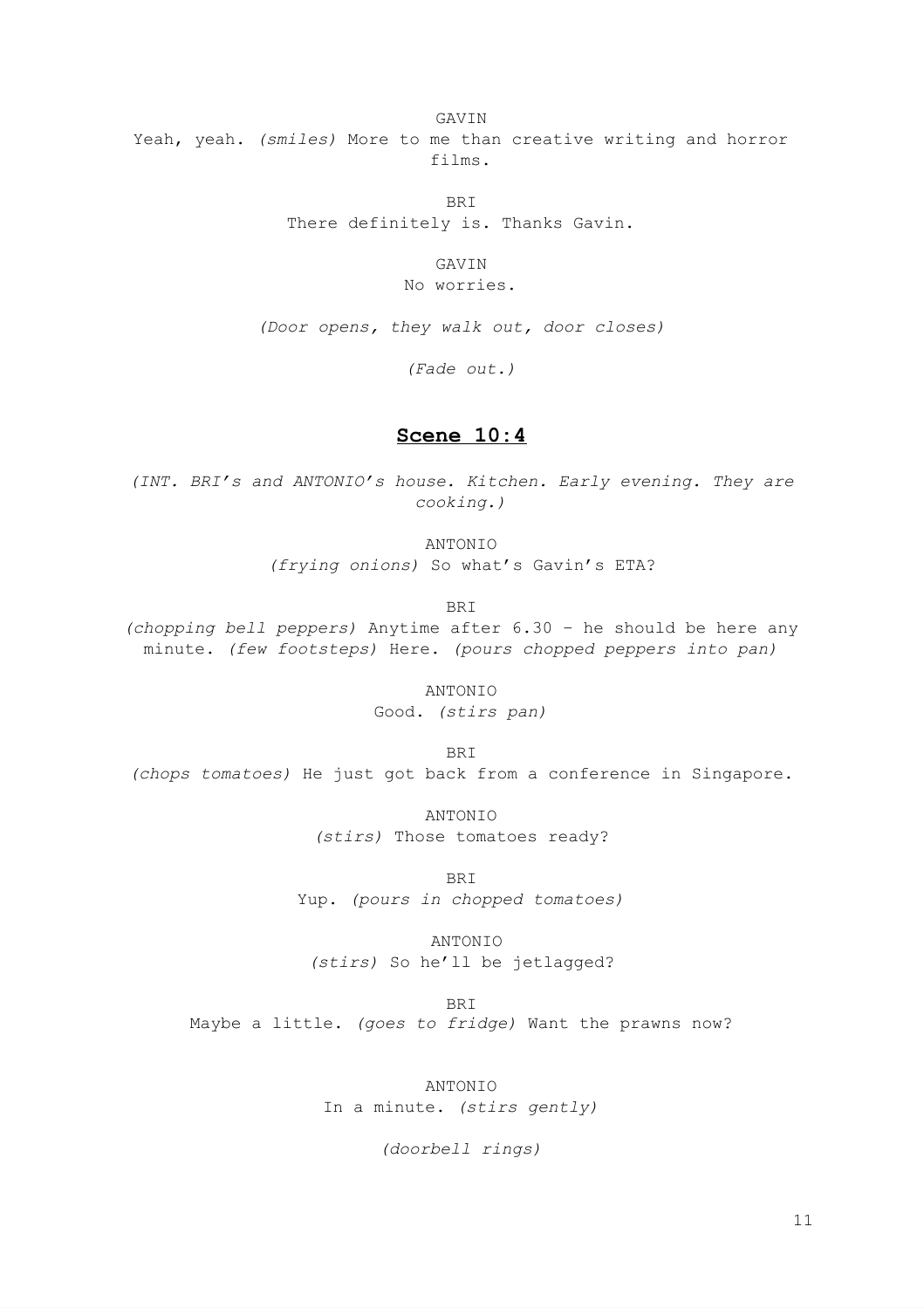GAVIN

Yeah, yeah. *(smiles)* More to me than creative writing and horror films.

BRI

There definitely is. Thanks Gavin.

GAVIN

No worries.

*(Door opens, they walk out, door closes)*

*(Fade out.)*

## **Scene 10:4**

*(INT. BRI's and ANTONIO's house. Kitchen. Early evening. They are cooking.)*

ANTONIO

*(frying onions)* So what's Gavin's ETA?

BRI

*(chopping bell peppers)* Anytime after 6.30 – he should be here any minute. *(few footsteps)* Here. *(pours chopped peppers into pan)*

ANTONIO

Good. *(stirs pan)*

BRI

*(chops tomatoes)* He just got back from a conference in Singapore.

ANTONIO

*(stirs)* Those tomatoes ready?

BRI

Yup. *(pours in chopped tomatoes)*

ANTONIO

*(stirs)* So he'll be jetlagged?

BRI

Maybe a little. *(goes to fridge)* Want the prawns now?

ANTONIO

In a minute. *(stirs gently)*

*(doorbell rings)*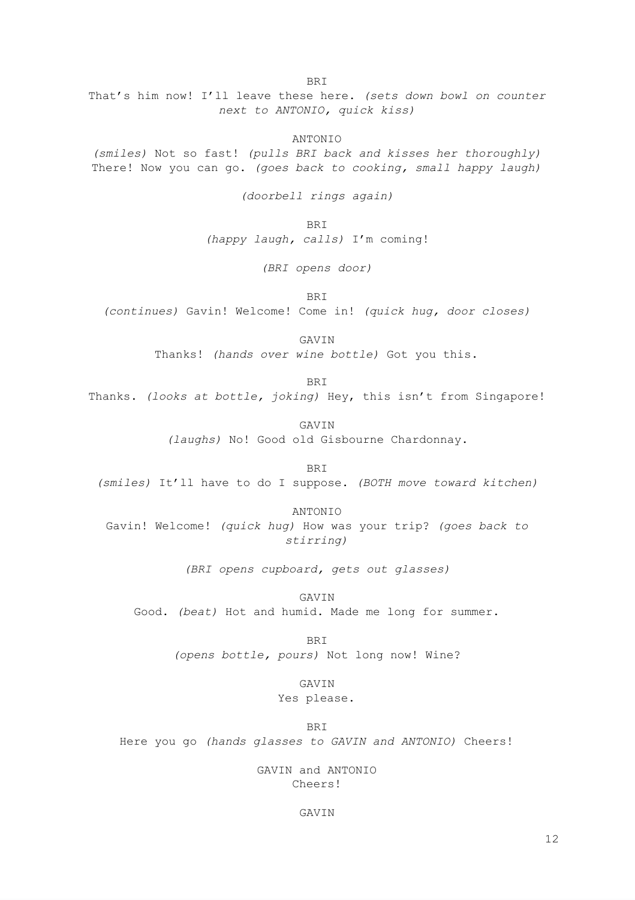BRI

That's him now! I'll leave these here. *(sets down bowl on counter next to ANTONIO, quick kiss)*

ANTONIO

*(smiles)* Not so fast! *(pulls BRI back and kisses her thoroughly)* There! Now you can go. *(goes back to cooking, small happy laugh)*

*(doorbell rings again)*

BRI

*(happy laugh, calls)* I'm coming!

*(BRI opens door)*

BRI

*(continues)* Gavin! Welcome! Come in! *(quick hug, door closes)*

GAVIN

Thanks! *(hands over wine bottle)* Got you this.

BRI

Thanks. *(looks at bottle, joking)* Hey, this isn't from Singapore!

GAVIN

*(laughs)* No! Good old Gisbourne Chardonnay.

BRI

*(smiles)* It'll have to do I suppose. *(BOTH move toward kitchen)*

ANTONIO

Gavin! Welcome! *(quick hug)* How was your trip? *(goes back to stirring)*

*(BRI opens cupboard, gets out glasses)*

GAVIN

Good. *(beat)* Hot and humid. Made me long for summer.

BRI

*(opens bottle, pours)* Not long now! Wine?

GAVIN

Yes please.

BRI

Here you go *(hands glasses to GAVIN and ANTONIO)* Cheers!

GAVIN and ANTONIO

Cheers!

GAVIN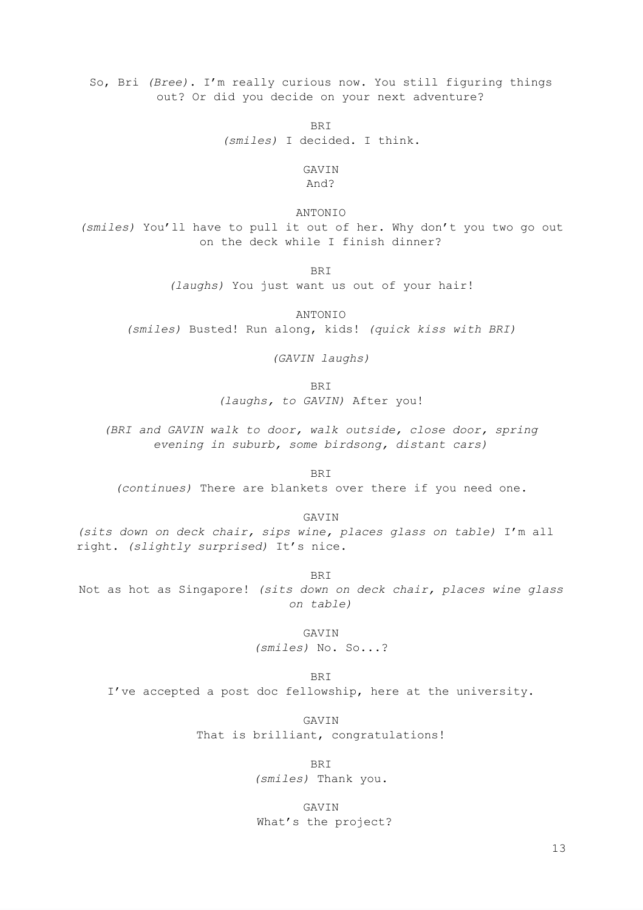So, Bri *(Bree)*. I'm really curious now. You still figuring things out? Or did you decide on your next adventure?

BRI
*(smiles)* I decided. I think.

GAVIN
And?

ANTONIO
*(smiles)* You'll have to pull it out of her. Why don't you two go out on the deck while I finish dinner?

BRI
*(laughs)* You just want us out of your hair!

ANTONIO
*(smiles)* Busted! Run along, kids! *(quick kiss with BRI)*

*(GAVIN laughs)*

BRI
*(laughs, to GAVIN)* After you!

*(BRI and GAVIN walk to door, walk outside, close door, spring evening in suburb, some birdsong, distant cars)*

BRI
*(continues)* There are blankets over there if you need one.

GAVIN
*(sits down on deck chair, sips wine, places glass on table)* I'm all right. *(slightly surprised)* It's nice.

BRI
Not as hot as Singapore! *(sits down on deck chair, places wine glass on table)*

GAVIN
*(smiles)* No. So...?

BRI
I've accepted a post doc fellowship, here at the university.

GAVIN
That is brilliant, congratulations!

BRI
*(smiles)* Thank you.

GAVIN
What's the project?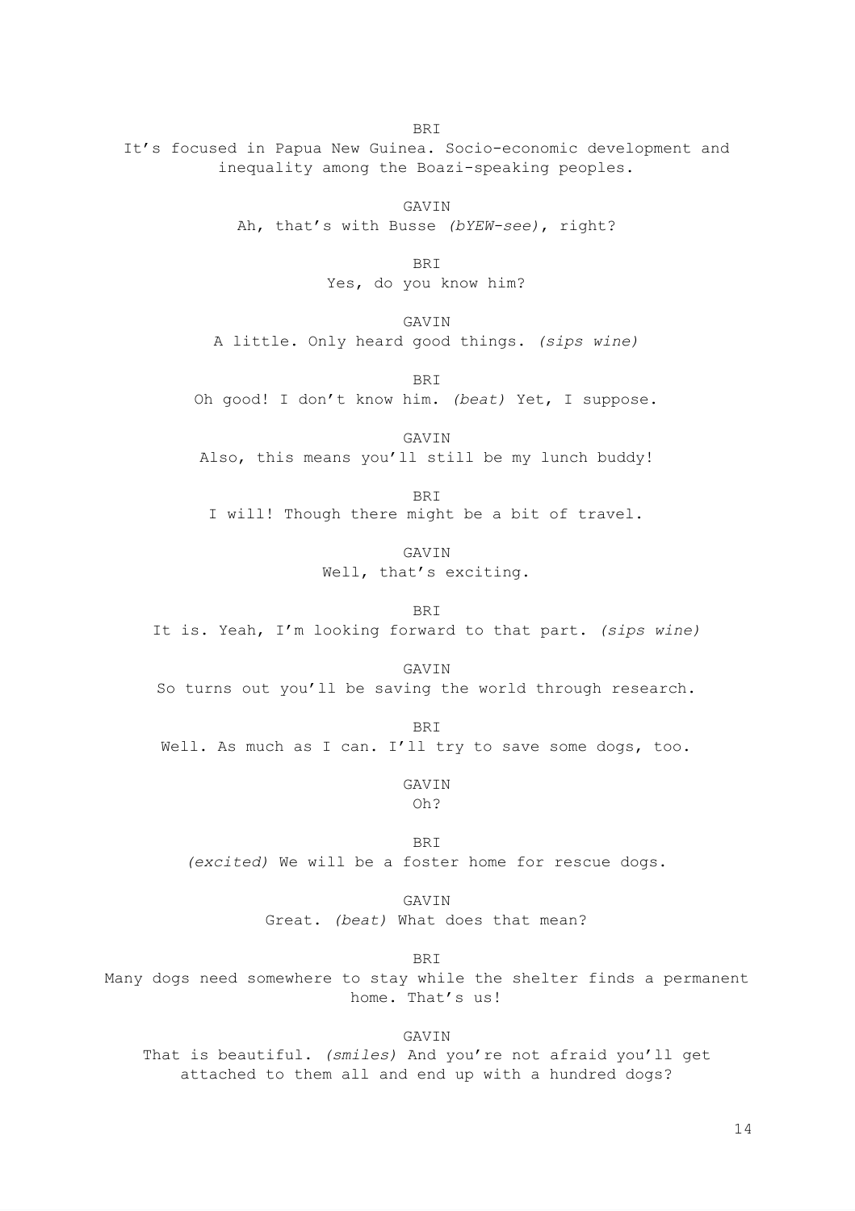BRI

It's focused in Papua New Guinea. Socio-economic development and inequality among the Boazi-speaking peoples.

GAVIN

Ah, that's with Busse *(bYEW-see)*, right?

BRI

Yes, do you know him?

GAVIN

A little. Only heard good things. *(sips wine)*

BRI

Oh good! I don't know him. *(beat)* Yet, I suppose.

GAVIN

Also, this means you'll still be my lunch buddy!

BRI

I will! Though there might be a bit of travel.

GAVIN

Well, that's exciting.

BRI

It is. Yeah, I'm looking forward to that part. *(sips wine)*

GAVIN

So turns out you'll be saving the world through research.

BRI

Well. As much as I can. I'll try to save some dogs, too.

GAVIN

Oh?

BRI

*(excited)* We will be a foster home for rescue dogs.

GAVIN

Great. *(beat)* What does that mean?

BRI

Many dogs need somewhere to stay while the shelter finds a permanent home. That's us!

GAVIN

That is beautiful. *(smiles)* And you're not afraid you'll get attached to them all and end up with a hundred dogs?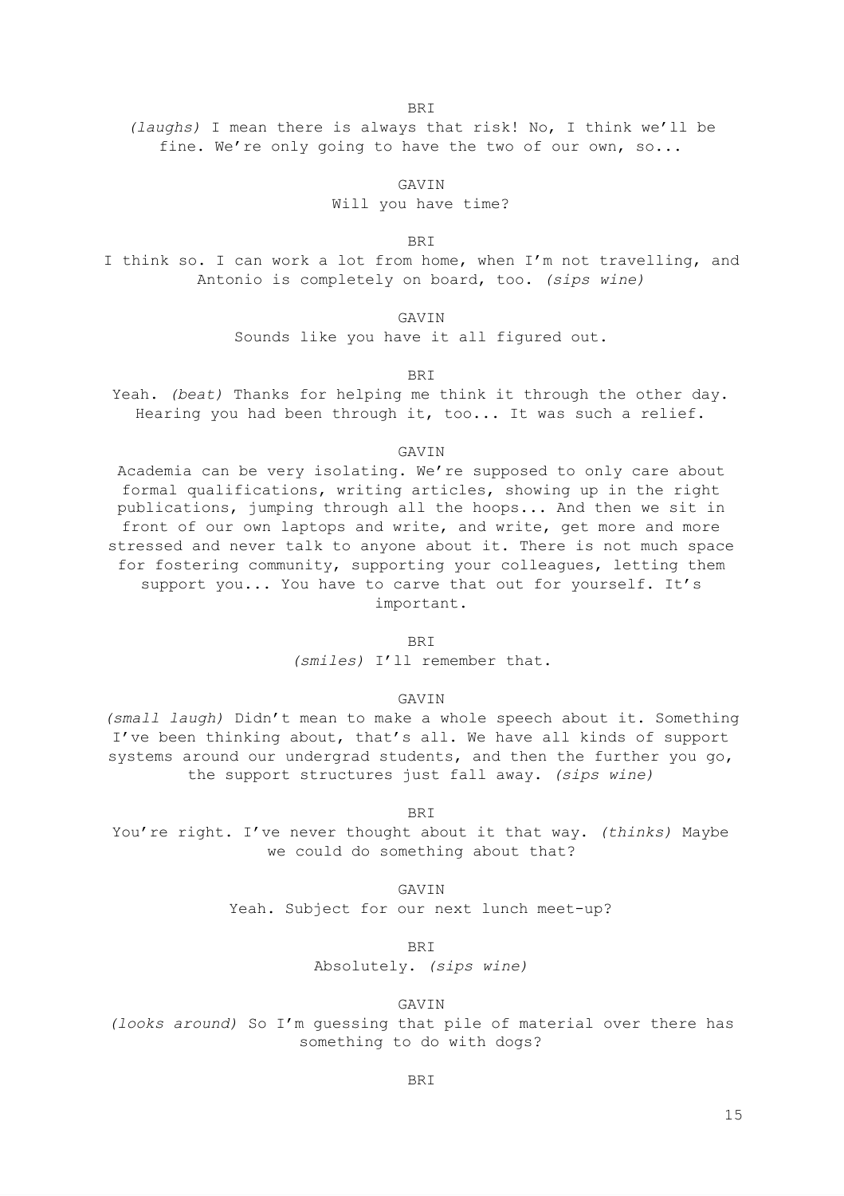BRI

*(laughs)* I mean there is always that risk! No, I think we'll be fine. We're only going to have the two of our own, so...

GAVIN

Will you have time?

BRI

I think so. I can work a lot from home, when I'm not travelling, and Antonio is completely on board, too. *(sips wine)*

GAVIN

Sounds like you have it all figured out.

BRI

Yeah. *(beat)* Thanks for helping me think it through the other day. Hearing you had been through it, too... It was such a relief.

GAVIN

Academia can be very isolating. We're supposed to only care about formal qualifications, writing articles, showing up in the right publications, jumping through all the hoops... And then we sit in front of our own laptops and write, and write, get more and more stressed and never talk to anyone about it. There is not much space for fostering community, supporting your colleagues, letting them support you... You have to carve that out for yourself. It's important.

BRI

*(smiles)* I'll remember that.

GAVIN

*(small laugh)* Didn't mean to make a whole speech about it. Something I've been thinking about, that's all. We have all kinds of support systems around our undergrad students, and then the further you go, the support structures just fall away. *(sips wine)*

BRI

You're right. I've never thought about it that way. *(thinks)* Maybe we could do something about that?

GAVIN

Yeah. Subject for our next lunch meet-up?

BRI

Absolutely. *(sips wine)*

GAVIN

*(looks around)* So I'm guessing that pile of material over there has something to do with dogs?

BRI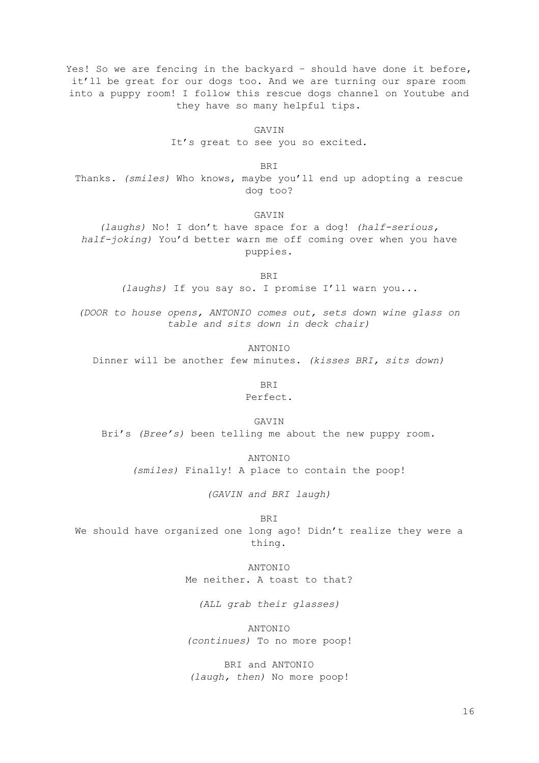Yes! So we are fencing in the backyard – should have done it before, it'll be great for our dogs too. And we are turning our spare room into a puppy room! I follow this rescue dogs channel on Youtube and they have so many helpful tips.

GAVIN
It's great to see you so excited.

BRI
Thanks. *(smiles)* Who knows, maybe you'll end up adopting a rescue dog too?

GAVIN
*(laughs)* No! I don't have space for a dog! *(half-serious, half-joking)* You'd better warn me off coming over when you have puppies.

BRI
*(laughs)* If you say so. I promise I'll warn you...

*(DOOR to house opens, ANTONIO comes out, sets down wine glass on table and sits down in deck chair)*

ANTONIO
Dinner will be another few minutes. *(kisses BRI, sits down)*

BRI
Perfect.

GAVIN
Bri's *(Bree's)* been telling me about the new puppy room.

ANTONIO
*(smiles)* Finally! A place to contain the poop!

*(GAVIN and BRI laugh)*

BRI
We should have organized one long ago! Didn't realize they were a thing.

ANTONIO
Me neither. A toast to that?

*(ALL grab their glasses)*

ANTONIO
*(continues)* To no more poop!

BRI and ANTONIO
*(laugh, then)* No more poop!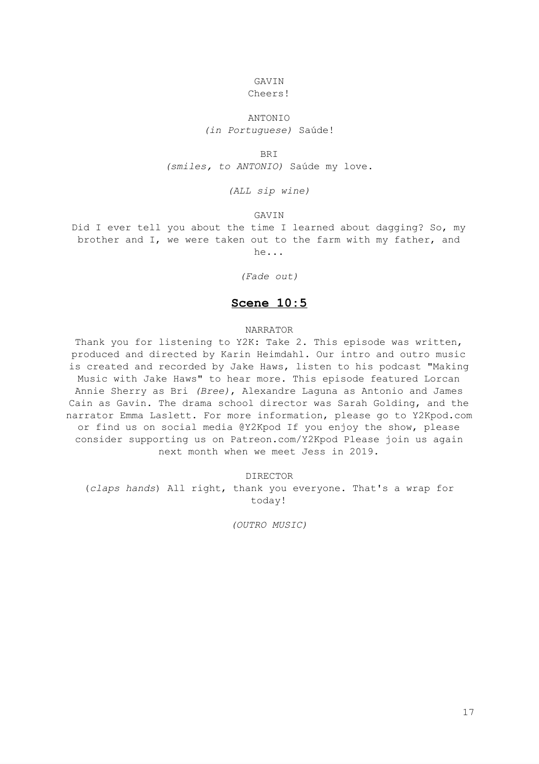GAVIN
Cheers!

ANTONIO
*(in Portuguese)* Saúde!

BRI
*(smiles, to ANTONIO)* Saúde my love.

*(ALL sip wine)*

GAVIN
Did I ever tell you about the time I learned about dagging? So, my brother and I, we were taken out to the farm with my father, and he...

*(Fade out)*

## **Scene 10:5**

NARRATOR
Thank you for listening to Y2K: Take 2. This episode was written, produced and directed by Karin Heimdahl. Our intro and outro music is created and recorded by Jake Haws, listen to his podcast "Making Music with Jake Haws" to hear more. This episode featured Lorcan Annie Sherry as Bri *(Bree)*, Alexandre Laguna as Antonio and James Cain as Gavin. The drama school director was Sarah Golding, and the narrator Emma Laslett. For more information, please go to Y2Kpod.com or find us on social media @Y2Kpod If you enjoy the show, please consider supporting us on Patreon.com/Y2Kpod Please join us again next month when we meet Jess in 2019.

DIRECTOR
(*claps hands*) All right, thank you everyone. That's a wrap for today!

*(OUTRO MUSIC)*